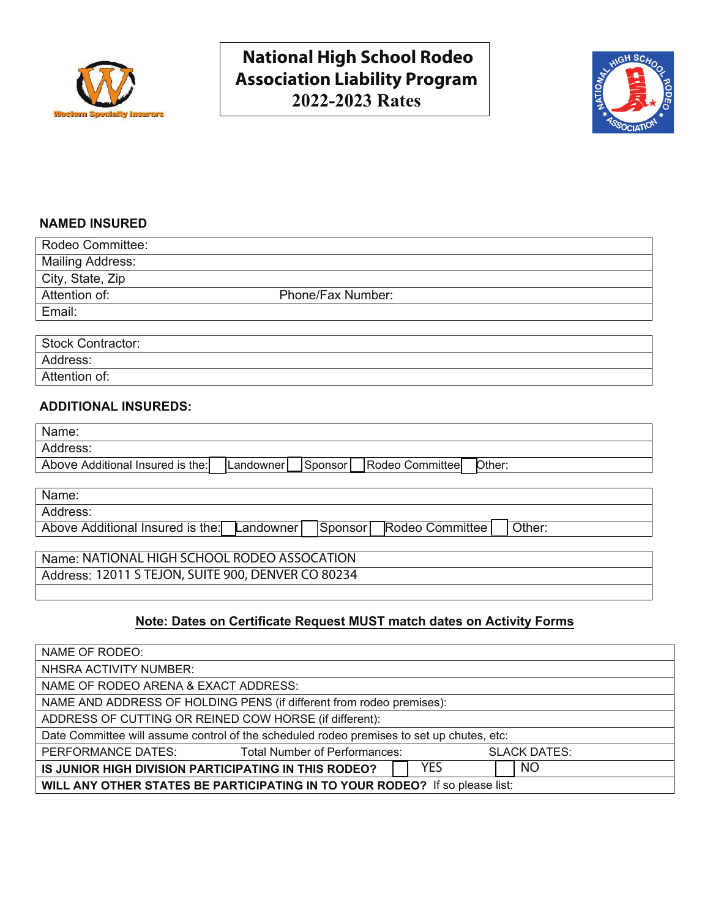Western Specialty Insurors

# National High School Rodeo Association Liability Program 2022-2023 Rates

## NAMED INSURED

| Rodeo Committee: | |
|---|---|
| Mailing Address: | |
| City, State, Zip | |
| Attention of: | Phone/Fax Number: |
| Email: | |

| Stock Contractor: |
|---|
| Address: |
| Attention of: |

## ADDITIONAL INSUREDS:

| Name: |
|---|
| Address: |
| Above Additional Insured is the: ☐ Landowner ☐ Sponsor ☐ Rodeo Committee ☐ Other: |

| Name: |
|---|
| Address: |
| Above Additional Insured is the: ☐ Landowner ☐ Sponsor ☐ Rodeo Committee ☐ Other: |

| Name: NATIONAL HIGH SCHOOL RODEO ASSOCATION |
|---|
| Address: 12011 S TEJON, SUITE 900, DENVER CO 80234 |
| |

**Note: Dates on Certificate Request MUST match dates on Activity Forms**

| NAME OF RODEO: | | |
|---|---|---|
| NHSRA ACTIVITY NUMBER: | | |
| NAME OF RODEO ARENA & EXACT ADDRESS: | | |
| NAME AND ADDRESS OF HOLDING PENS (if different from rodeo premises): | | |
| ADDRESS OF CUTTING OR REINED COW HORSE (if different): | | |
| Date Committee will assume control of the scheduled rodeo premises to set up chutes, etc: | | |
| PERFORMANCE DATES: | Total Number of Performances: | SLACK DATES: |
| **IS JUNIOR HIGH DIVISION PARTICIPATING IN THIS RODEO?** | ☐ YES | ☐ NO |
| **WILL ANY OTHER STATES BE PARTICIPATING IN TO YOUR RODEO?** If so please list: | | |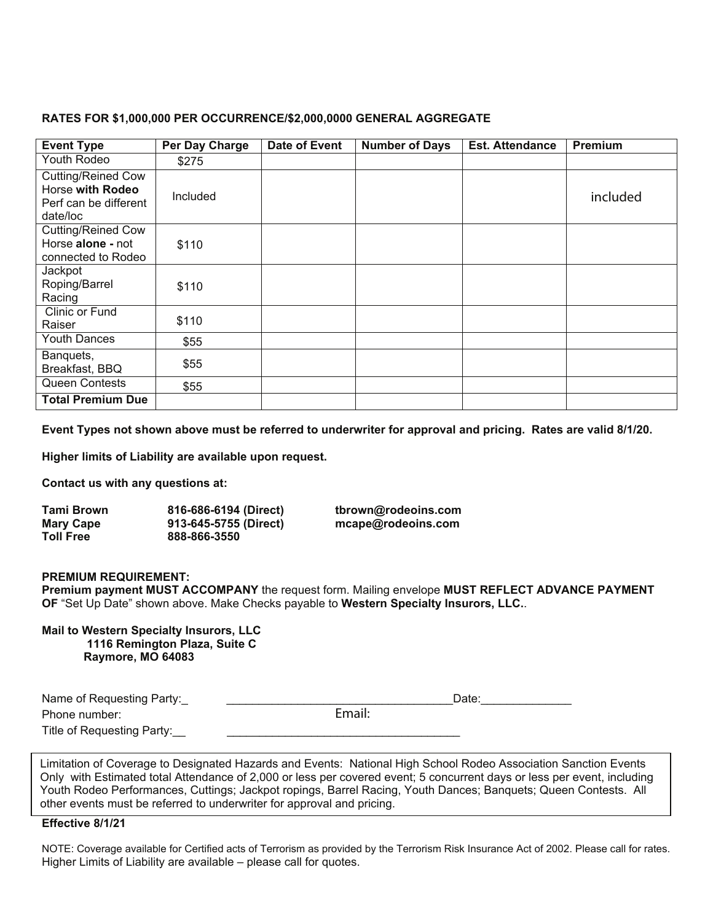**RATES FOR $1,000,000 PER OCCURRENCE/$2,000,0000 GENERAL AGGREGATE**

| Event Type | Per Day Charge | Date of Event | Number of Days | Est. Attendance | Premium |
|---|---|---|---|---|---|
| Youth Rodeo | $275 | | | | |
| Cutting/Reined Cow Horse **with Rodeo** Perf can be different date/loc | Included | | | | included |
| Cutting/Reined Cow Horse **alone -** not connected to Rodeo | $110 | | | | |
| Jackpot Roping/Barrel Racing | $110 | | | | |
| Clinic or Fund Raiser | $110 | | | | |
| Youth Dances | $55 | | | | |
| Banquets, Breakfast, BBQ | $55 | | | | |
| Queen Contests | $55 | | | | |
| **Total Premium Due** | | | | | |

**Event Types not shown above must be referred to underwriter for approval and pricing. Rates are valid 8/1/20.**

**Higher limits of Liability are available upon request.**

**Contact us with any questions at:**

| | | |
|---|---|---|
| **Tami Brown** | **816-686-6194 (Direct)** | **tbrown@rodeoins.com** |
| **Mary Cape** | **913-645-5755 (Direct)** | **mcape@rodeoins.com** |
| **Toll Free** | **888-866-3550** | |

**PREMIUM REQUIREMENT:**
**Premium payment MUST ACCOMPANY** the request form. Mailing envelope **MUST REFLECT ADVANCE PAYMENT OF** "Set Up Date" shown above. Make Checks payable to **Western Specialty Insurors, LLC.**.

**Mail to Western Specialty Insurors, LLC**
**1116 Remington Plaza, Suite C**
**Raymore, MO 64083**

Name of Requesting Party:_ ___________________________________Date:______________
Phone number: Email:
Title of Requesting Party:__ ____________________________________

Limitation of Coverage to Designated Hazards and Events: National High School Rodeo Association Sanction Events Only with Estimated total Attendance of 2,000 or less per covered event; 5 concurrent days or less per event, including Youth Rodeo Performances, Cuttings; Jackpot ropings, Barrel Racing, Youth Dances; Banquets; Queen Contests. All other events must be referred to underwriter for approval and pricing.

**Effective 8/1/21**

NOTE: Coverage available for Certified acts of Terrorism as provided by the Terrorism Risk Insurance Act of 2002. Please call for rates.
Higher Limits of Liability are available – please call for quotes.